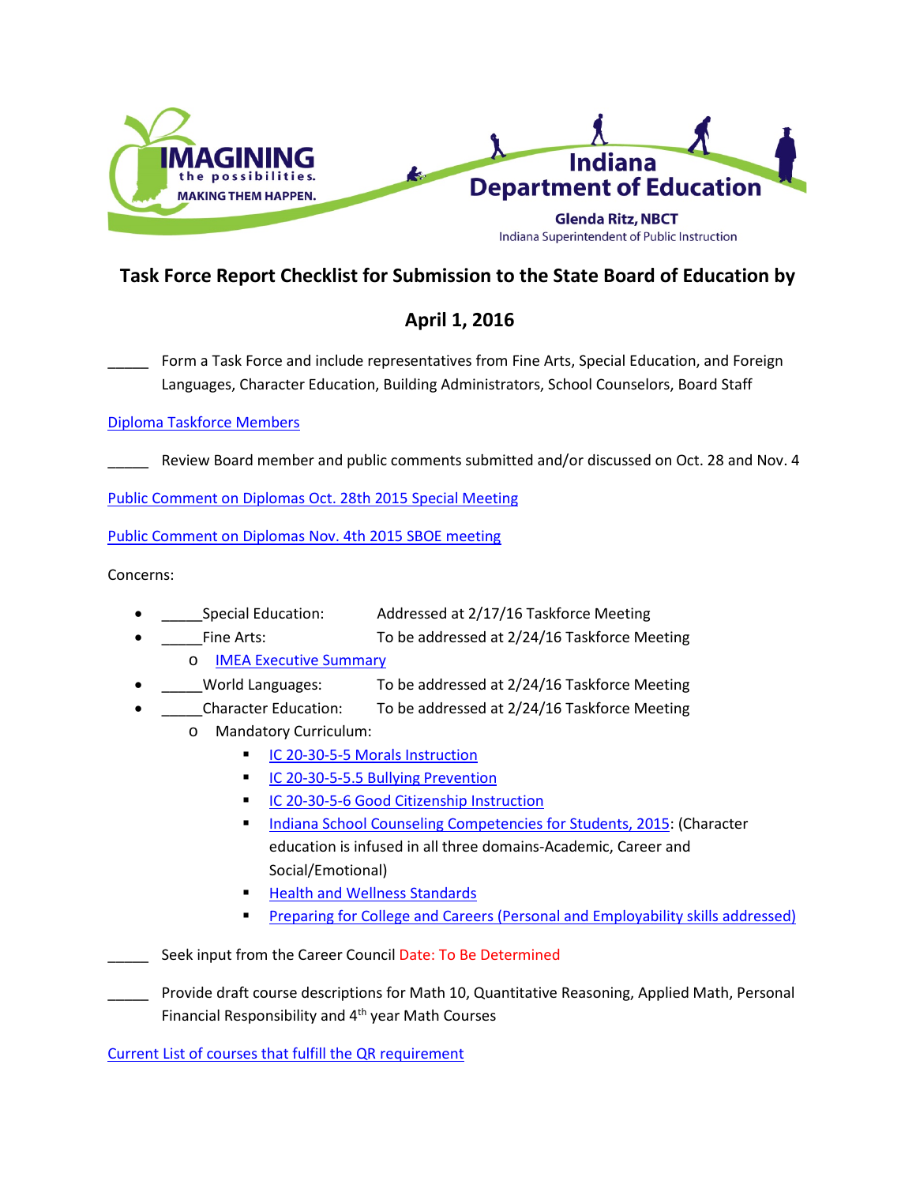Indiana Department of Education

Glenda Ritz, NBCT
Indiana Superintendent of Public Instruction

## Task Force Report Checklist for Submission to the State Board of Education by April 1, 2016

_____ Form a Task Force and include representatives from Fine Arts, Special Education, and Foreign Languages, Character Education, Building Administrators, School Counselors, Board Staff

Diploma Taskforce Members

_____ Review Board member and public comments submitted and/or discussed on Oct. 28 and Nov. 4

Public Comment on Diplomas Oct. 28th 2015 Special Meeting

Public Comment on Diplomas Nov. 4th 2015 SBOE meeting

Concerns:

- _____Special Education: Addressed at 2/17/16 Taskforce Meeting
- _____Fine Arts: To be addressed at 2/24/16 Taskforce Meeting
  - IMEA Executive Summary
- _____World Languages: To be addressed at 2/24/16 Taskforce Meeting
- _____Character Education: To be addressed at 2/24/16 Taskforce Meeting
  - Mandatory Curriculum:
    - IC 20-30-5-5 Morals Instruction
    - IC 20-30-5-5.5 Bullying Prevention
    - IC 20-30-5-6 Good Citizenship Instruction
    - Indiana School Counseling Competencies for Students, 2015: (Character education is infused in all three domains-Academic, Career and Social/Emotional)
    - Health and Wellness Standards
    - Preparing for College and Careers (Personal and Employability skills addressed)

_____ Seek input from the Career Council Date: To Be Determined

_____ Provide draft course descriptions for Math 10, Quantitative Reasoning, Applied Math, Personal Financial Responsibility and 4th year Math Courses

Current List of courses that fulfill the QR requirement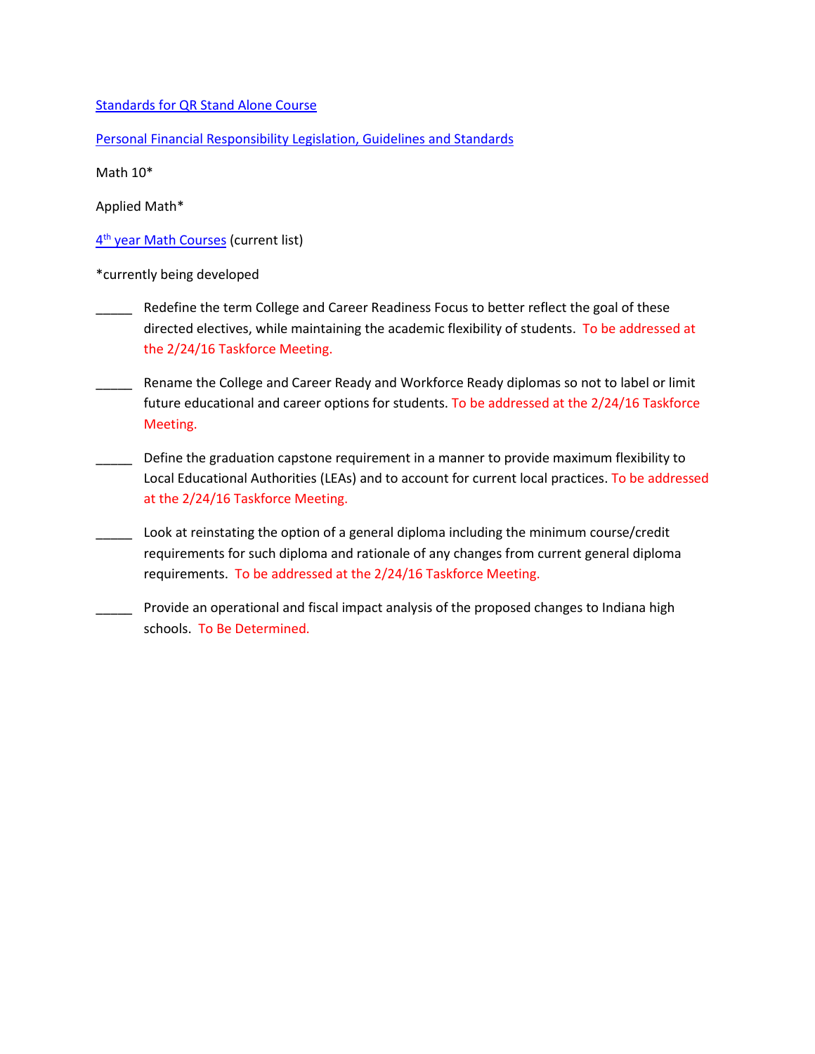Standards for QR Stand Alone Course

Personal Financial Responsibility Legislation, Guidelines and Standards

Math 10*

Applied Math*

4th year Math Courses (current list)

*currently being developed

_____ Redefine the term College and Career Readiness Focus to better reflect the goal of these directed electives, while maintaining the academic flexibility of students. To be addressed at the 2/24/16 Taskforce Meeting.

_____ Rename the College and Career Ready and Workforce Ready diplomas so not to label or limit future educational and career options for students. To be addressed at the 2/24/16 Taskforce Meeting.

_____ Define the graduation capstone requirement in a manner to provide maximum flexibility to Local Educational Authorities (LEAs) and to account for current local practices. To be addressed at the 2/24/16 Taskforce Meeting.

_____ Look at reinstating the option of a general diploma including the minimum course/credit requirements for such diploma and rationale of any changes from current general diploma requirements. To be addressed at the 2/24/16 Taskforce Meeting.

_____ Provide an operational and fiscal impact analysis of the proposed changes to Indiana high schools. To Be Determined.